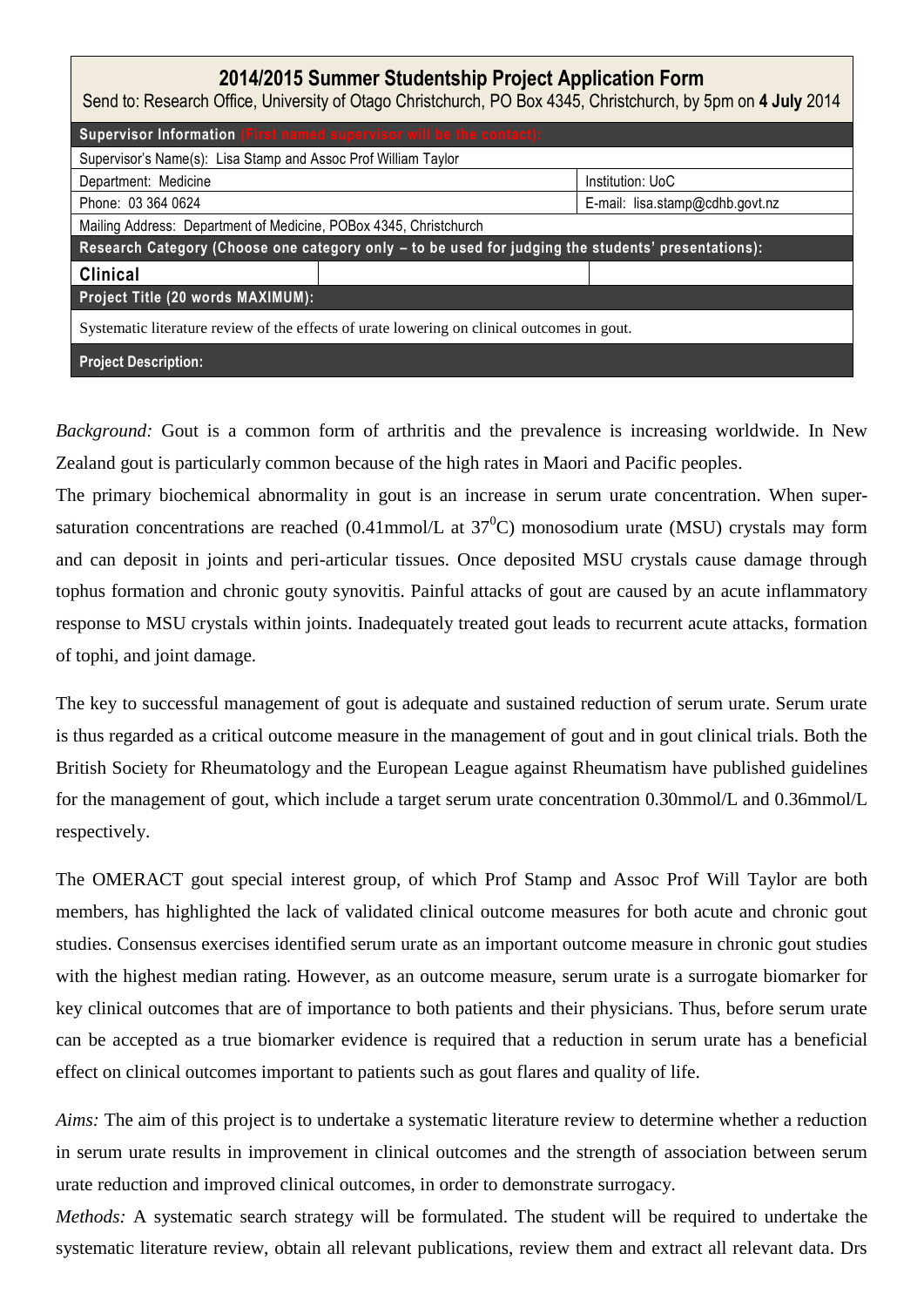## 2014/2015 Summer Studentship Project Application Form

Send to: Research Office, University of Otago Christchurch, PO Box 4345, Christchurch, by 5pm on **4 July** 2014

| **Supervisor Information** (First named supervisor will be the contact): | | |
|---|---|---|
| Supervisor's Name(s): Lisa Stamp and Assoc Prof William Taylor | | |
| Department: Medicine | | Institution: UoC |
| Phone: 03 364 0624 | | E-mail: lisa.stamp@cdhb.govt.nz |
| Mailing Address: Department of Medicine, POBox 4345, Christchurch | | |
| **Research Category (Choose one category only – to be used for judging the students' presentations):** | | |
| **Clinical** | | |
| **Project Title (20 words MAXIMUM):** | | |
| Systematic literature review of the effects of urate lowering on clinical outcomes in gout. | | |
| **Project Description:** | | |

*Background:* Gout is a common form of arthritis and the prevalence is increasing worldwide. In New Zealand gout is particularly common because of the high rates in Maori and Pacific peoples.

The primary biochemical abnormality in gout is an increase in serum urate concentration. When super-saturation concentrations are reached (0.41mmol/L at $37^0$C) monosodium urate (MSU) crystals may form and can deposit in joints and peri-articular tissues. Once deposited MSU crystals cause damage through tophus formation and chronic gouty synovitis. Painful attacks of gout are caused by an acute inflammatory response to MSU crystals within joints. Inadequately treated gout leads to recurrent acute attacks, formation of tophi, and joint damage.

The key to successful management of gout is adequate and sustained reduction of serum urate. Serum urate is thus regarded as a critical outcome measure in the management of gout and in gout clinical trials. Both the British Society for Rheumatology and the European League against Rheumatism have published guidelines for the management of gout, which include a target serum urate concentration 0.30mmol/L and 0.36mmol/L respectively.

The OMERACT gout special interest group, of which Prof Stamp and Assoc Prof Will Taylor are both members, has highlighted the lack of validated clinical outcome measures for both acute and chronic gout studies. Consensus exercises identified serum urate as an important outcome measure in chronic gout studies with the highest median rating. However, as an outcome measure, serum urate is a surrogate biomarker for key clinical outcomes that are of importance to both patients and their physicians. Thus, before serum urate can be accepted as a true biomarker evidence is required that a reduction in serum urate has a beneficial effect on clinical outcomes important to patients such as gout flares and quality of life.

*Aims:* The aim of this project is to undertake a systematic literature review to determine whether a reduction in serum urate results in improvement in clinical outcomes and the strength of association between serum urate reduction and improved clinical outcomes, in order to demonstrate surrogacy.

*Methods:* A systematic search strategy will be formulated. The student will be required to undertake the systematic literature review, obtain all relevant publications, review them and extract all relevant data. Drs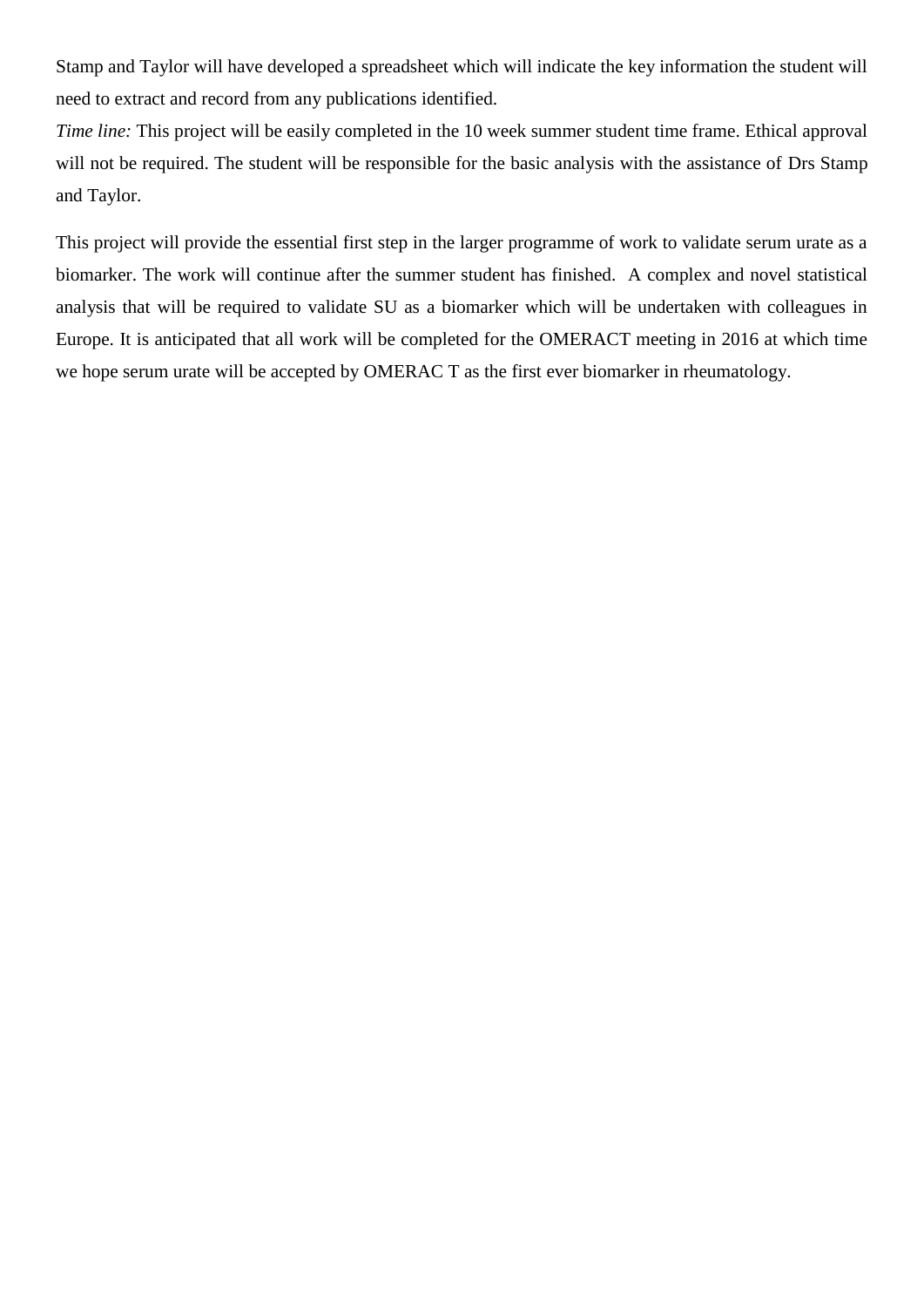Stamp and Taylor will have developed a spreadsheet which will indicate the key information the student will need to extract and record from any publications identified.

*Time line:* This project will be easily completed in the 10 week summer student time frame. Ethical approval will not be required. The student will be responsible for the basic analysis with the assistance of Drs Stamp and Taylor.

This project will provide the essential first step in the larger programme of work to validate serum urate as a biomarker. The work will continue after the summer student has finished. A complex and novel statistical analysis that will be required to validate SU as a biomarker which will be undertaken with colleagues in Europe. It is anticipated that all work will be completed for the OMERACT meeting in 2016 at which time we hope serum urate will be accepted by OMERAC T as the first ever biomarker in rheumatology.